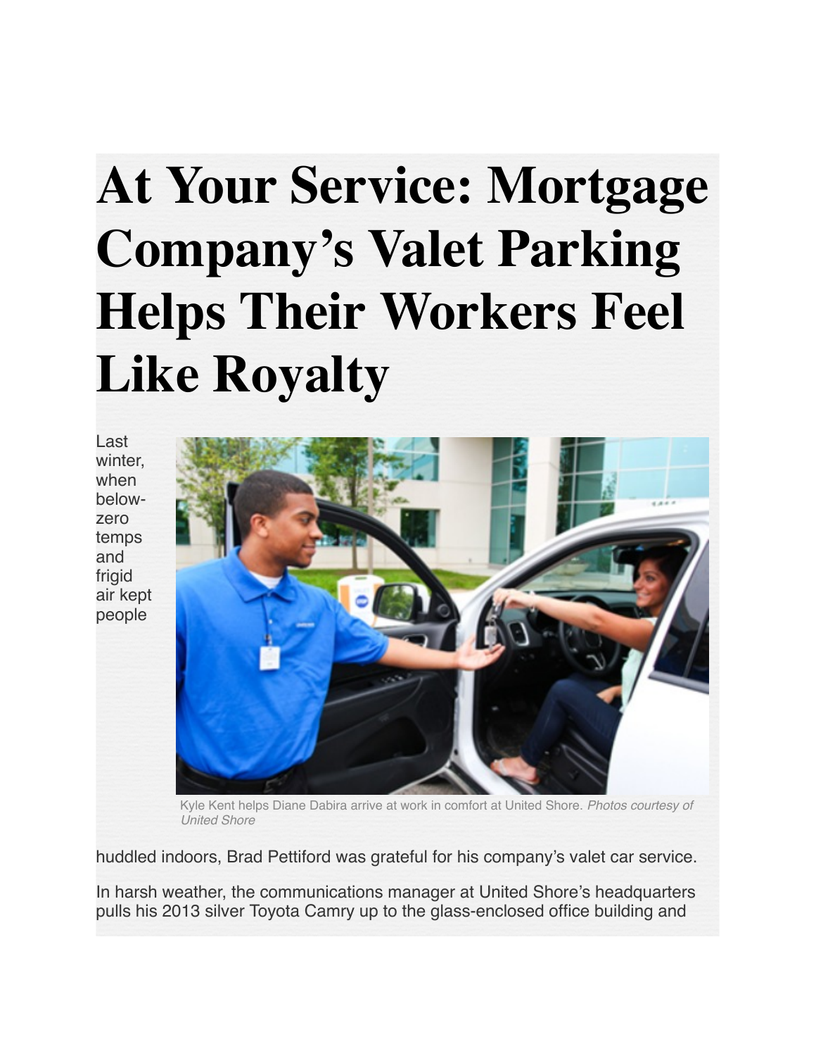# At Your Service: Mortgage Company's Valet Parking Helps Their Workers Feel Like Royalty

Last winter, when below-zero temps and frigid air kept people huddled indoors, Brad Pettiford was grateful for his company's valet car service.

Kyle Kent helps Diane Dabira arrive at work in comfort at United Shore. *Photos courtesy of United Shore*

In harsh weather, the communications manager at United Shore's headquarters pulls his 2013 silver Toyota Camry up to the glass-enclosed office building and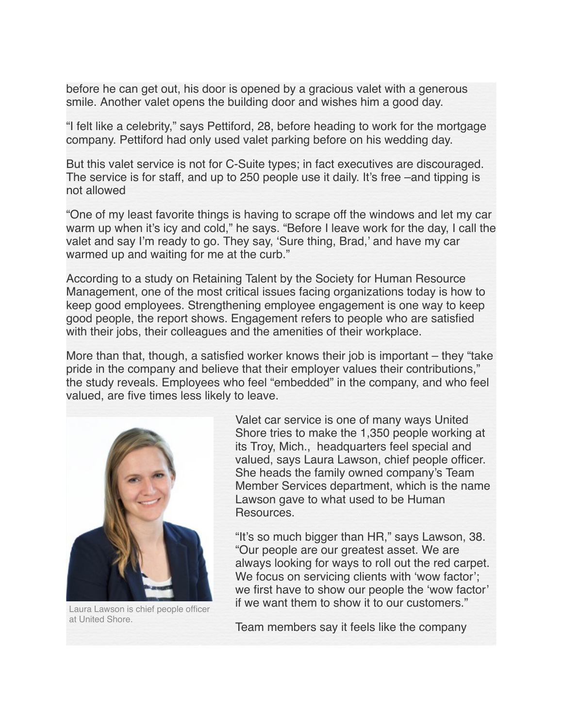before he can get out, his door is opened by a gracious valet with a generous smile. Another valet opens the building door and wishes him a good day.

"I felt like a celebrity," says Pettiford, 28, before heading to work for the mortgage company. Pettiford had only used valet parking before on his wedding day.

But this valet service is not for C-Suite types; in fact executives are discouraged. The service is for staff, and up to 250 people use it daily. It's free –and tipping is not allowed

"One of my least favorite things is having to scrape off the windows and let my car warm up when it's icy and cold," he says. "Before I leave work for the day, I call the valet and say I'm ready to go. They say, 'Sure thing, Brad,' and have my car warmed up and waiting for me at the curb."

According to a study on Retaining Talent by the Society for Human Resource Management, one of the most critical issues facing organizations today is how to keep good employees. Strengthening employee engagement is one way to keep good people, the report shows. Engagement refers to people who are satisfied with their jobs, their colleagues and the amenities of their workplace.

More than that, though, a satisfied worker knows their job is important – they "take pride in the company and believe that their employer values their contributions," the study reveals. Employees who feel "embedded" in the company, and who feel valued, are five times less likely to leave.

Laura Lawson is chief people officer at United Shore.

Valet car service is one of many ways United Shore tries to make the 1,350 people working at its Troy, Mich., headquarters feel special and valued, says Laura Lawson, chief people officer. She heads the family owned company's Team Member Services department, which is the name Lawson gave to what used to be Human Resources.

"It's so much bigger than HR," says Lawson, 38. "Our people are our greatest asset. We are always looking for ways to roll out the red carpet. We focus on servicing clients with 'wow factor'; we first have to show our people the 'wow factor' if we want them to show it to our customers."

Team members say it feels like the company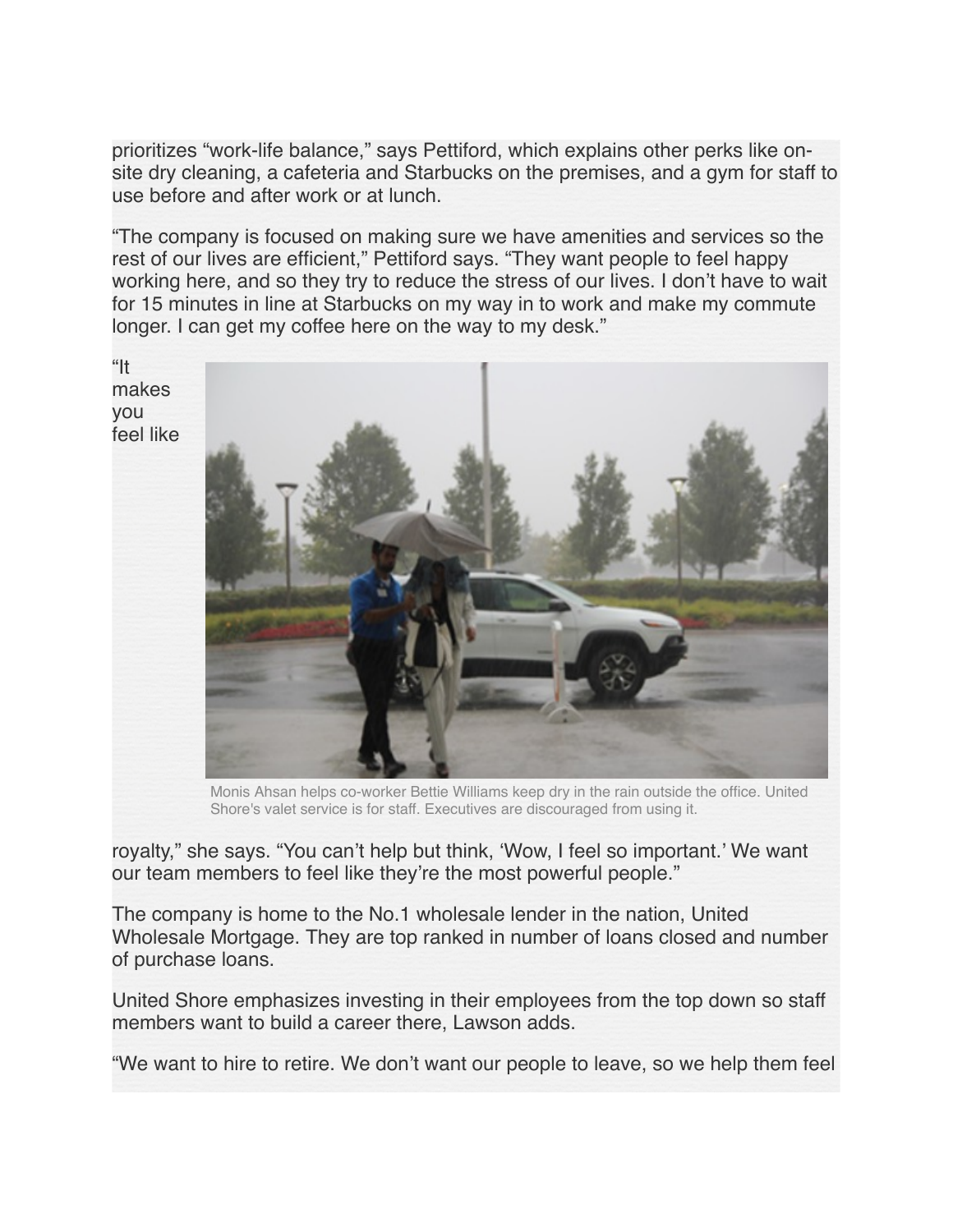prioritizes “work-life balance,” says Pettiford, which explains other perks like on-site dry cleaning, a cafeteria and Starbucks on the premises, and a gym for staff to use before and after work or at lunch.

“The company is focused on making sure we have amenities and services so the rest of our lives are efficient,” Pettiford says. “They want people to feel happy working here, and so they try to reduce the stress of our lives. I don’t have to wait for 15 minutes in line at Starbucks on my way in to work and make my commute longer. I can get my coffee here on the way to my desk.”

Monis Ahsan helps co-worker Bettie Williams keep dry in the rain outside the office. United Shore's valet service is for staff. Executives are discouraged from using it.

“It makes you feel like royalty,” she says. “You can’t help but think, ‘Wow, I feel so important.’ We want our team members to feel like they’re the most powerful people.”

The company is home to the No.1 wholesale lender in the nation, United Wholesale Mortgage. They are top ranked in number of loans closed and number of purchase loans.

United Shore emphasizes investing in their employees from the top down so staff members want to build a career there, Lawson adds.

“We want to hire to retire. We don’t want our people to leave, so we help them feel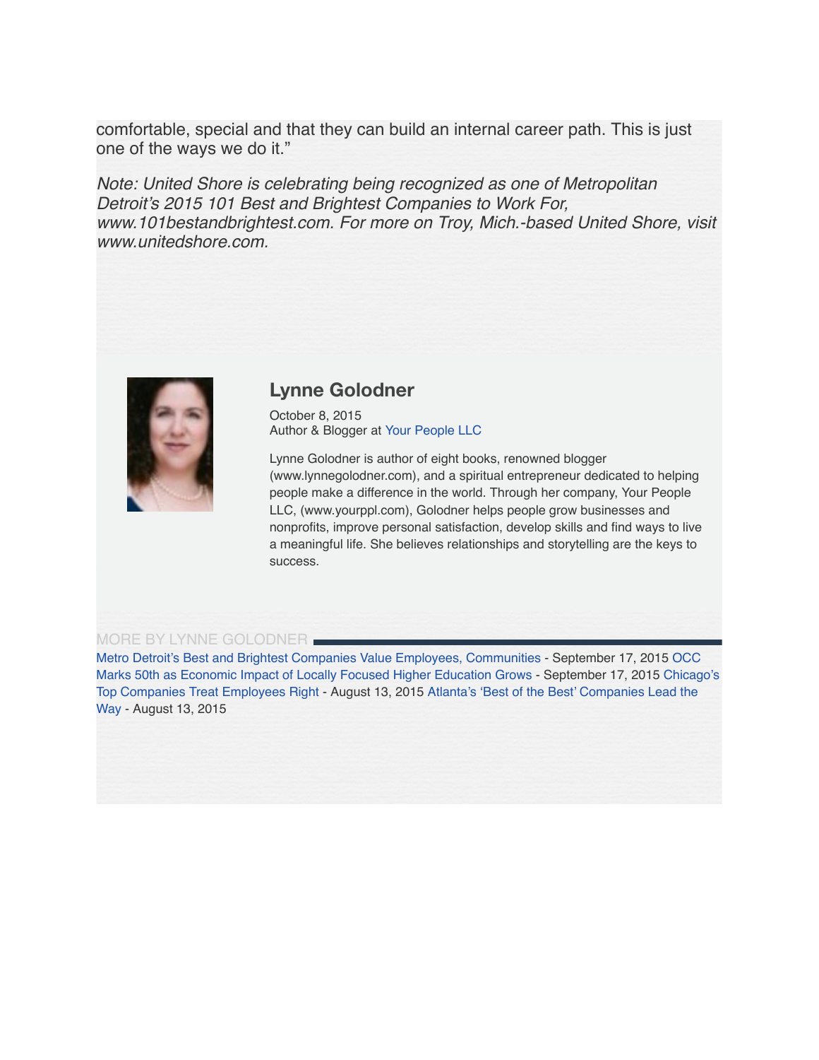comfortable, special and that they can build an internal career path. This is just one of the ways we do it."

*Note: United Shore is celebrating being recognized as one of Metropolitan Detroit's 2015 101 Best and Brightest Companies to Work For, www.101bestandbrightest.com. For more on Troy, Mich.-based United Shore, visit www.unitedshore.com.*

## Lynne Golodner

October 8, 2015
Author & Blogger at Your People LLC

Lynne Golodner is author of eight books, renowned blogger (www.lynnegolodner.com), and a spiritual entrepreneur dedicated to helping people make a difference in the world. Through her company, Your People LLC, (www.yourppl.com), Golodner helps people grow businesses and nonprofits, improve personal satisfaction, develop skills and find ways to live a meaningful life. She believes relationships and storytelling are the keys to success.

MORE BY LYNNE GOLODNER

Metro Detroit's Best and Brightest Companies Value Employees, Communities - September 17, 2015 OCC Marks 50th as Economic Impact of Locally Focused Higher Education Grows - September 17, 2015 Chicago's Top Companies Treat Employees Right - August 13, 2015 Atlanta's 'Best of the Best' Companies Lead the Way - August 13, 2015